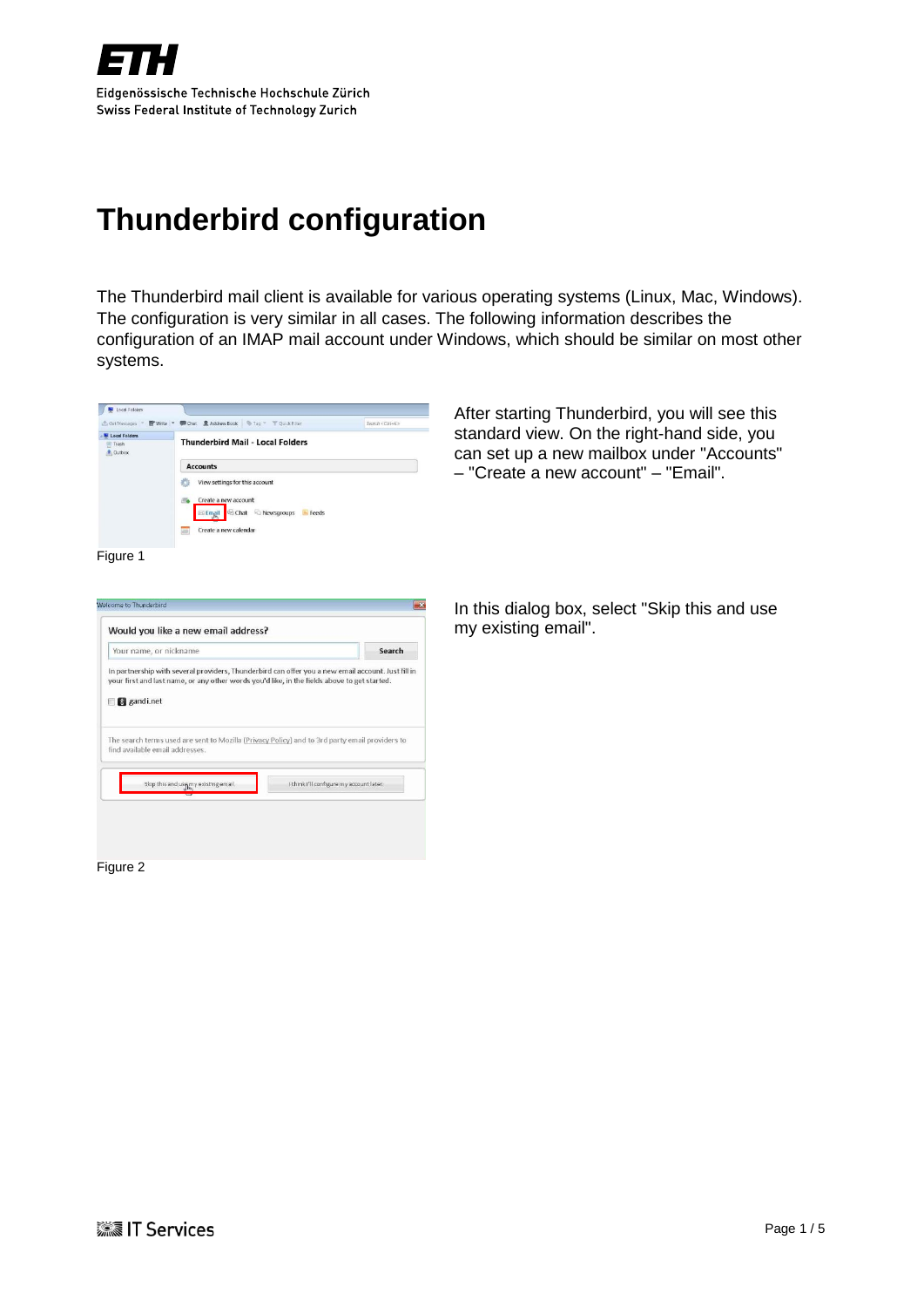# Thunderbird configuration

The Thunderbird mail client is available for various operating systems (Linux, Mac, Windows). The configuration is very similar in all cases. The following information describes the configuration of an IMAP mail account under Windows, which should be similar on most other systems.

Figure 1

After starting Thunderbird, you will see this standard view. On the right-hand side, you can set up a new mailbox under "Accounts" – "Create a new account" – "Email".

Figure 2

In this dialog box, select "Skip this and use my existing email".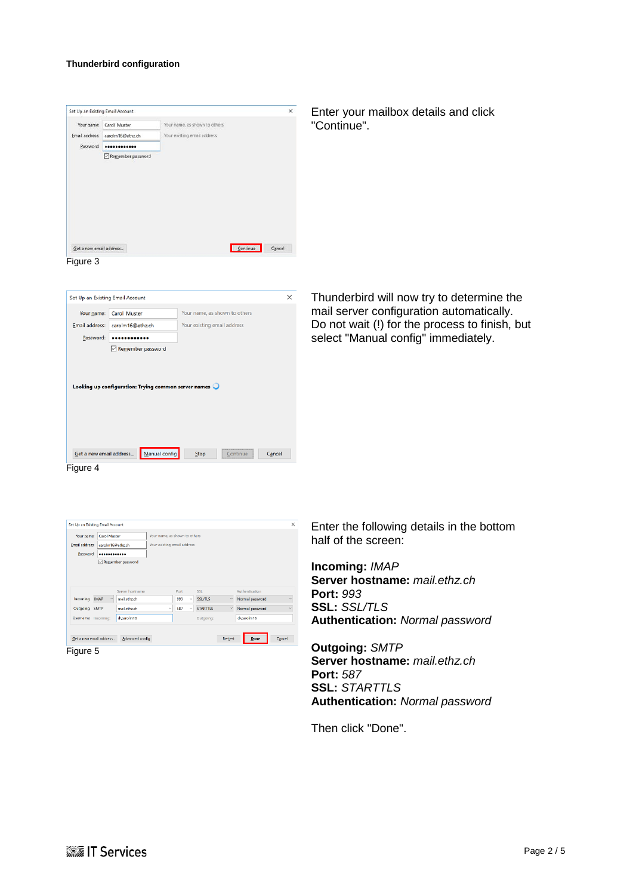**Thunderbird configuration**

Figure 3

Enter your mailbox details and click "Continue".

Figure 4

Thunderbird will now try to determine the mail server configuration automatically. Do not wait (!) for the process to finish, but select "Manual config" immediately.

Figure 5

Enter the following details in the bottom half of the screen:

**Incoming:** *IMAP*
**Server hostname:** *mail.ethz.ch*
**Port:** *993*
**SSL:** *SSL/TLS*
**Authentication:** *Normal password*

**Outgoing:** *SMTP*
**Server hostname:** *mail.ethz.ch*
**Port:** *587*
**SSL:** *STARTTLS*
**Authentication:** *Normal password*

Then click "Done".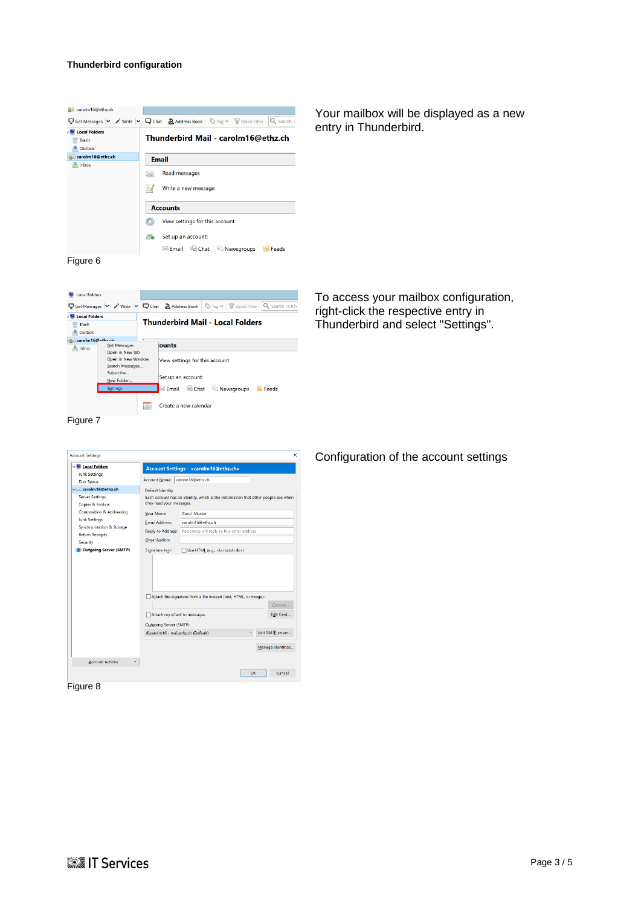**Thunderbird configuration**

Figure 6

Your mailbox will be displayed as a new entry in Thunderbird.

Figure 7

To access your mailbox configuration, right-click the respective entry in Thunderbird and select "Settings".

Figure 8

Configuration of the account settings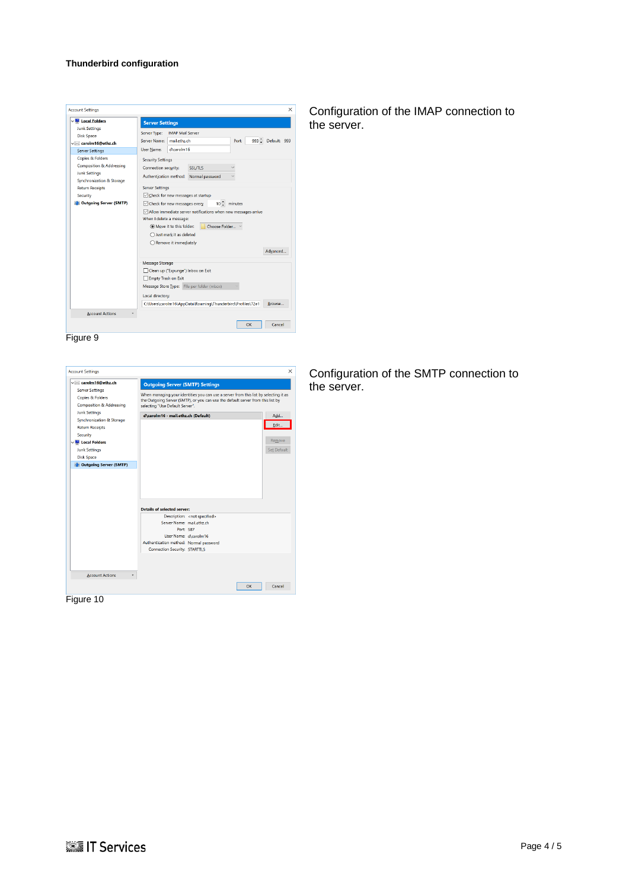**Thunderbird configuration**

Configuration of the IMAP connection to the server.

Figure 9

Configuration of the SMTP connection to the server.

Figure 10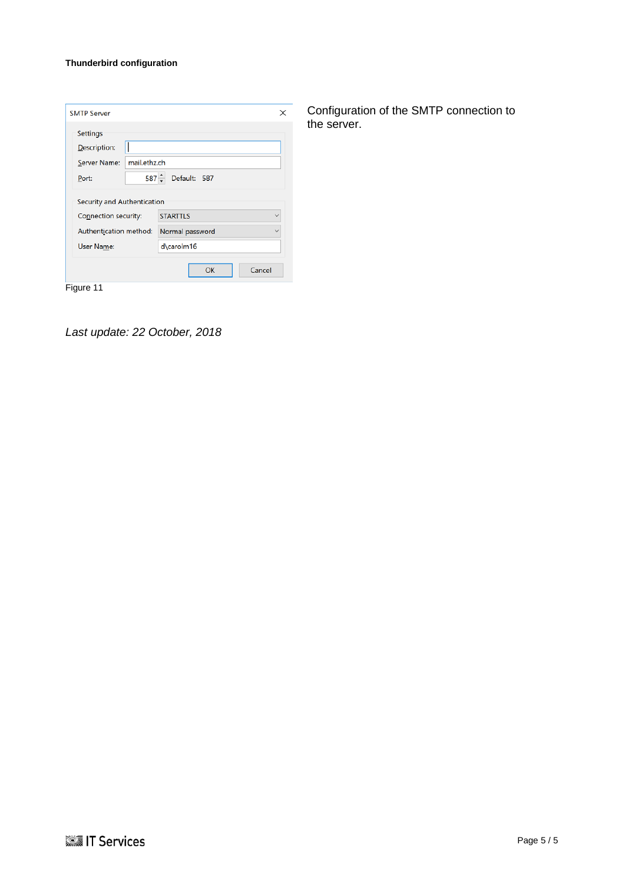**Thunderbird configuration**

SMTP Server

Settings

Description:

Server Name: mail.ethz.ch

Port: 587 Default: 587

Security and Authentication

Connection security: STARTTLS

Authentication method: Normal password

User Name: d\carolm16

OK Cancel

Figure 11

Configuration of the SMTP connection to the server.

*Last update: 22 October, 2018*